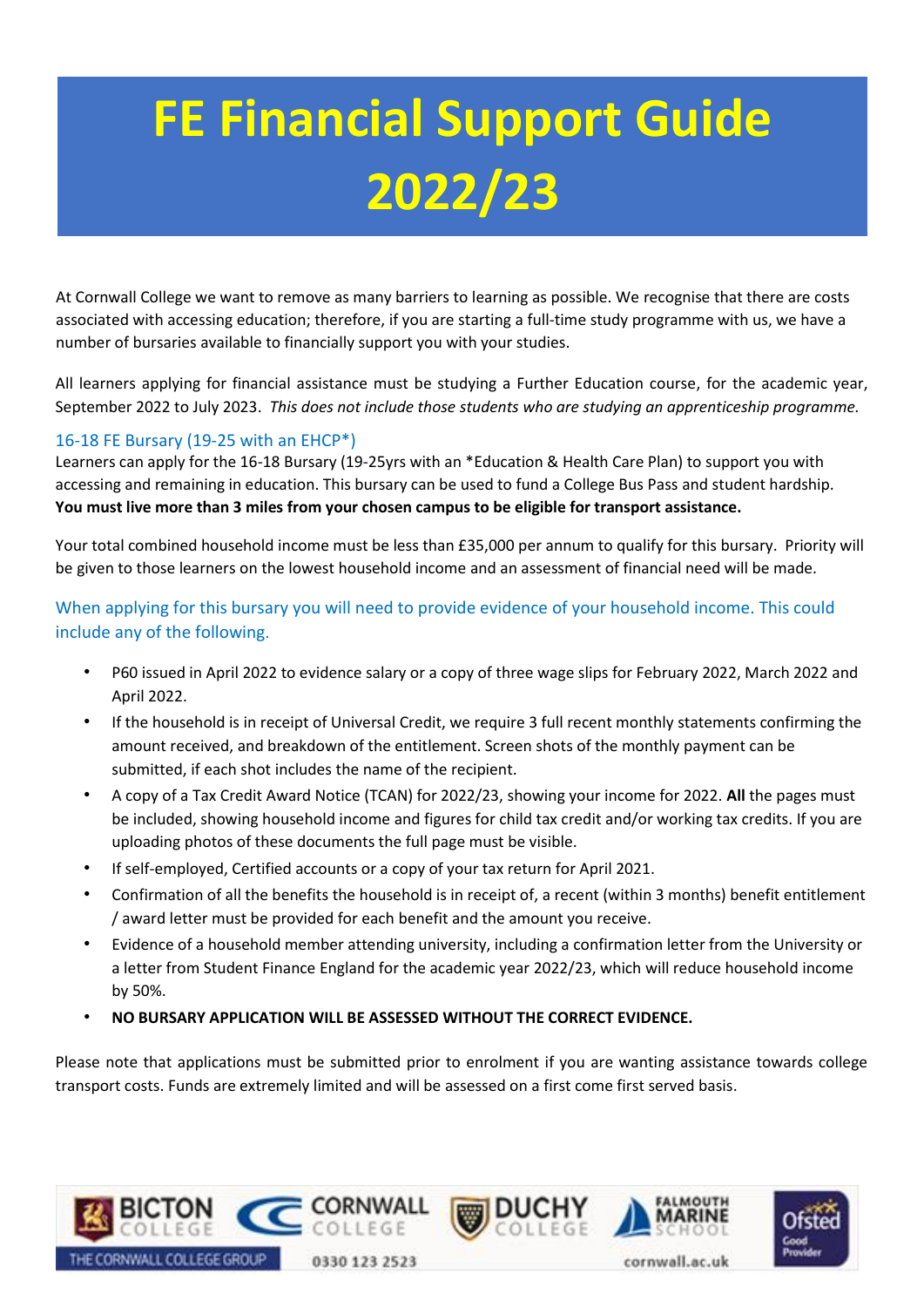# FE Financial Support Guide 2022/23

At Cornwall College we want to remove as many barriers to learning as possible. We recognise that there are costs associated with accessing education; therefore, if you are starting a full-time study programme with us, we have a number of bursaries available to financially support you with your studies.

All learners applying for financial assistance must be studying a Further Education course, for the academic year, September 2022 to July 2023. *This does not include those students who are studying an apprenticeship programme.*

### 16-18 FE Bursary (19-25 with an EHCP*)

Learners can apply for the 16-18 Bursary (19-25yrs with an *Education & Health Care Plan) to support you with accessing and remaining in education. This bursary can be used to fund a College Bus Pass and student hardship. **You must live more than 3 miles from your chosen campus to be eligible for transport assistance.**

Your total combined household income must be less than £35,000 per annum to qualify for this bursary. Priority will be given to those learners on the lowest household income and an assessment of financial need will be made.

When applying for this bursary you will need to provide evidence of your household income. This could include any of the following.

- P60 issued in April 2022 to evidence salary or a copy of three wage slips for February 2022, March 2022 and April 2022.
- If the household is in receipt of Universal Credit, we require 3 full recent monthly statements confirming the amount received, and breakdown of the entitlement. Screen shots of the monthly payment can be submitted, if each shot includes the name of the recipient.
- A copy of a Tax Credit Award Notice (TCAN) for 2022/23, showing your income for 2022. **All** the pages must be included, showing household income and figures for child tax credit and/or working tax credits. If you are uploading photos of these documents the full page must be visible.
- If self-employed, Certified accounts or a copy of your tax return for April 2021.
- Confirmation of all the benefits the household is in receipt of, a recent (within 3 months) benefit entitlement / award letter must be provided for each benefit and the amount you receive.
- Evidence of a household member attending university, including a confirmation letter from the University or a letter from Student Finance England for the academic year 2022/23, which will reduce household income by 50%.
- **NO BURSARY APPLICATION WILL BE ASSESSED WITHOUT THE CORRECT EVIDENCE.**

Please note that applications must be submitted prior to enrolment if you are wanting assistance towards college transport costs. Funds are extremely limited and will be assessed on a first come first served basis.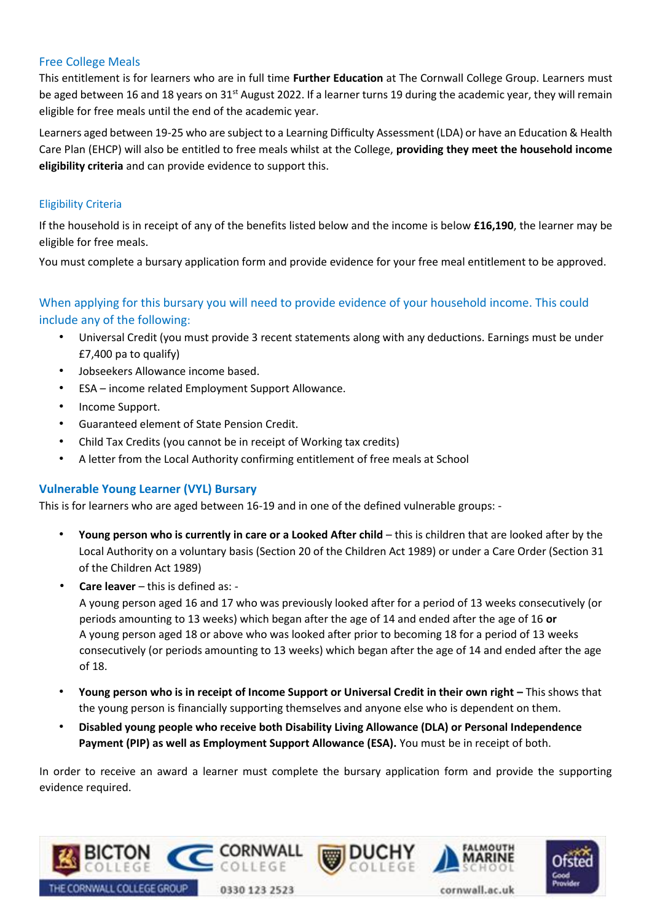## Free College Meals

This entitlement is for learners who are in full time **Further Education** at The Cornwall College Group. Learners must be aged between 16 and 18 years on 31st August 2022. If a learner turns 19 during the academic year, they will remain eligible for free meals until the end of the academic year.

Learners aged between 19-25 who are subject to a Learning Difficulty Assessment (LDA) or have an Education & Health Care Plan (EHCP) will also be entitled to free meals whilst at the College, **providing they meet the household income eligibility criteria** and can provide evidence to support this.

### Eligibility Criteria

If the household is in receipt of any of the benefits listed below and the income is below **£16,190**, the learner may be eligible for free meals.

You must complete a bursary application form and provide evidence for your free meal entitlement to be approved.

### When applying for this bursary you will need to provide evidence of your household income. This could include any of the following:

- Universal Credit (you must provide 3 recent statements along with any deductions. Earnings must be under £7,400 pa to qualify)
- Jobseekers Allowance income based.
- ESA – income related Employment Support Allowance.
- Income Support.
- Guaranteed element of State Pension Credit.
- Child Tax Credits (you cannot be in receipt of Working tax credits)
- A letter from the Local Authority confirming entitlement of free meals at School

## Vulnerable Young Learner (VYL) Bursary

This is for learners who are aged between 16-19 and in one of the defined vulnerable groups: -

- **Young person who is currently in care or a Looked After child** – this is children that are looked after by the Local Authority on a voluntary basis (Section 20 of the Children Act 1989) or under a Care Order (Section 31 of the Children Act 1989)
- **Care leaver** – this is defined as: -
  A young person aged 16 and 17 who was previously looked after for a period of 13 weeks consecutively (or periods amounting to 13 weeks) which began after the age of 14 and ended after the age of 16 **or**
  A young person aged 18 or above who was looked after prior to becoming 18 for a period of 13 weeks consecutively (or periods amounting to 13 weeks) which began after the age of 14 and ended after the age of 18.
- **Young person who is in receipt of Income Support or Universal Credit in their own right –** This shows that the young person is financially supporting themselves and anyone else who is dependent on them.
- **Disabled young people who receive both Disability Living Allowance (DLA) or Personal Independence Payment (PIP) as well as Employment Support Allowance (ESA).** You must be in receipt of both.

In order to receive an award a learner must complete the bursary application form and provide the supporting evidence required.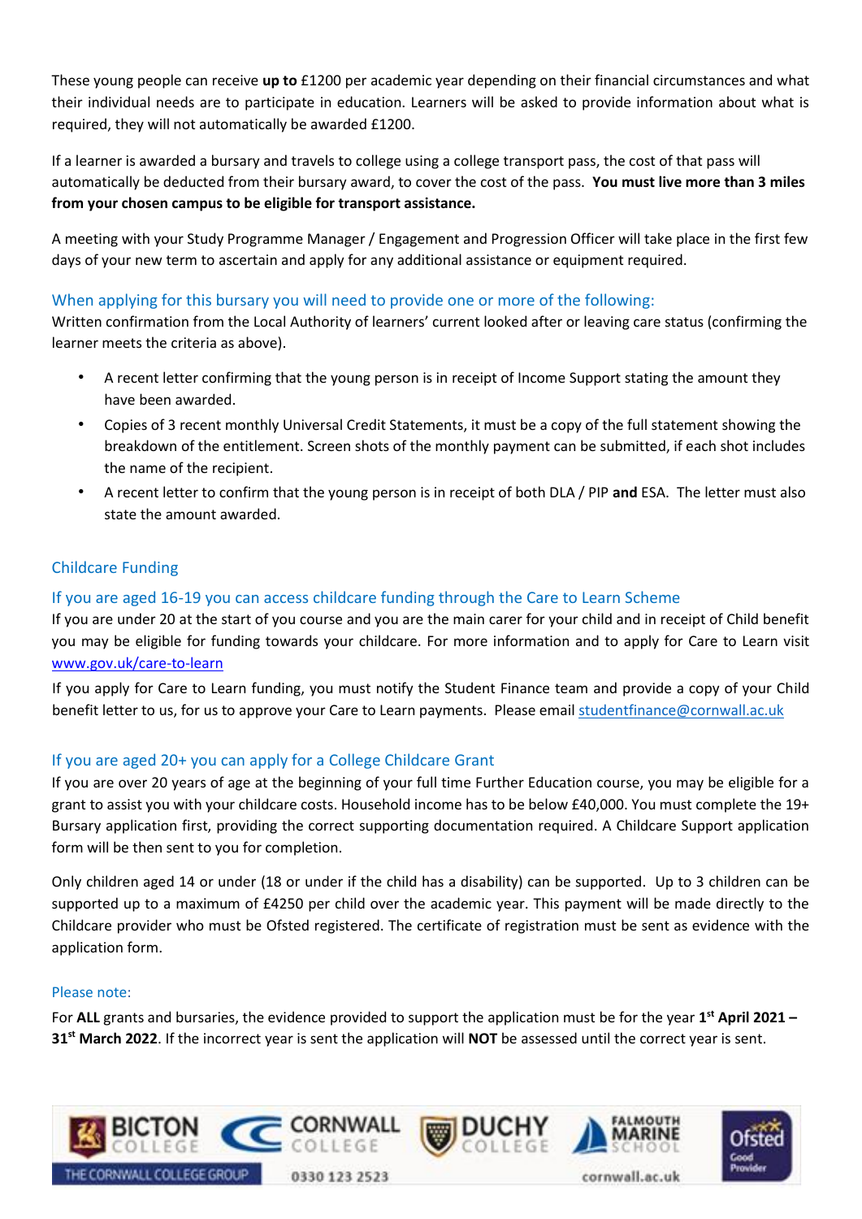These young people can receive **up to** £1200 per academic year depending on their financial circumstances and what their individual needs are to participate in education. Learners will be asked to provide information about what is required, they will not automatically be awarded £1200.

If a learner is awarded a bursary and travels to college using a college transport pass, the cost of that pass will automatically be deducted from their bursary award, to cover the cost of the pass. **You must live more than 3 miles from your chosen campus to be eligible for transport assistance.**

A meeting with your Study Programme Manager / Engagement and Progression Officer will take place in the first few days of your new term to ascertain and apply for any additional assistance or equipment required.

### When applying for this bursary you will need to provide one or more of the following:

Written confirmation from the Local Authority of learners' current looked after or leaving care status (confirming the learner meets the criteria as above).

- A recent letter confirming that the young person is in receipt of Income Support stating the amount they have been awarded.
- Copies of 3 recent monthly Universal Credit Statements, it must be a copy of the full statement showing the breakdown of the entitlement. Screen shots of the monthly payment can be submitted, if each shot includes the name of the recipient.
- A recent letter to confirm that the young person is in receipt of both DLA / PIP **and** ESA. The letter must also state the amount awarded.

## Childcare Funding

### If you are aged 16-19 you can access childcare funding through the Care to Learn Scheme

If you are under 20 at the start of you course and you are the main carer for your child and in receipt of Child benefit you may be eligible for funding towards your childcare. For more information and to apply for Care to Learn visit www.gov.uk/care-to-learn

If you apply for Care to Learn funding, you must notify the Student Finance team and provide a copy of your Child benefit letter to us, for us to approve your Care to Learn payments. Please email studentfinance@cornwall.ac.uk

### If you are aged 20+ you can apply for a College Childcare Grant

If you are over 20 years of age at the beginning of your full time Further Education course, you may be eligible for a grant to assist you with your childcare costs. Household income has to be below £40,000. You must complete the 19+ Bursary application first, providing the correct supporting documentation required. A Childcare Support application form will be then sent to you for completion.

Only children aged 14 or under (18 or under if the child has a disability) can be supported. Up to 3 children can be supported up to a maximum of £4250 per child over the academic year. This payment will be made directly to the Childcare provider who must be Ofsted registered. The certificate of registration must be sent as evidence with the application form.

### Please note:

For **ALL** grants and bursaries, the evidence provided to support the application must be for the year **1st April 2021 – 31st March 2022**. If the incorrect year is sent the application will **NOT** be assessed until the correct year is sent.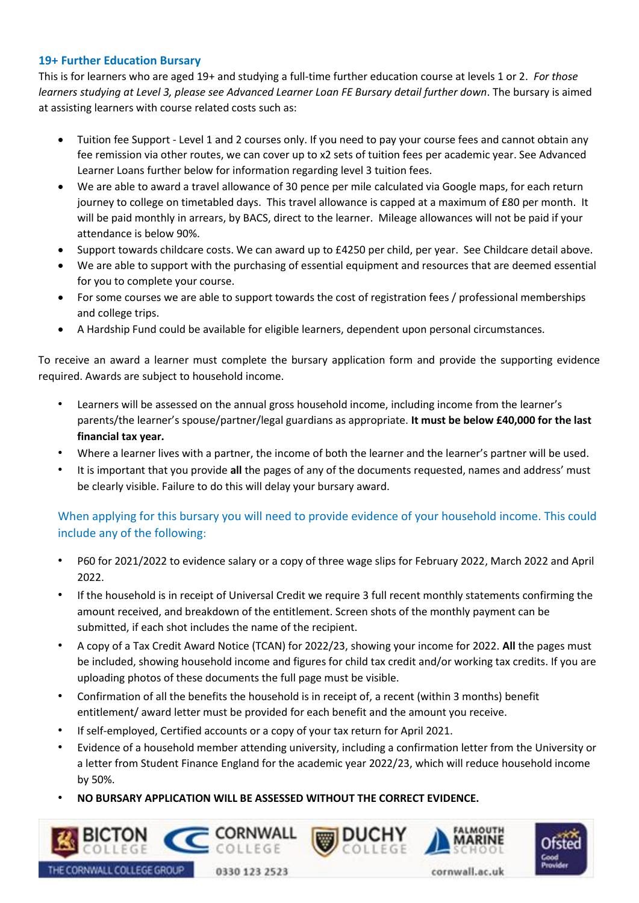### 19+ Further Education Bursary

This is for learners who are aged 19+ and studying a full-time further education course at levels 1 or 2. *For those learners studying at Level 3, please see Advanced Learner Loan FE Bursary detail further down*. The bursary is aimed at assisting learners with course related costs such as:

- Tuition fee Support - Level 1 and 2 courses only. If you need to pay your course fees and cannot obtain any fee remission via other routes, we can cover up to x2 sets of tuition fees per academic year. See Advanced Learner Loans further below for information regarding level 3 tuition fees.
- We are able to award a travel allowance of 30 pence per mile calculated via Google maps, for each return journey to college on timetabled days. This travel allowance is capped at a maximum of £80 per month. It will be paid monthly in arrears, by BACS, direct to the learner. Mileage allowances will not be paid if your attendance is below 90%.
- Support towards childcare costs. We can award up to £4250 per child, per year. See Childcare detail above.
- We are able to support with the purchasing of essential equipment and resources that are deemed essential for you to complete your course.
- For some courses we are able to support towards the cost of registration fees / professional memberships and college trips.
- A Hardship Fund could be available for eligible learners, dependent upon personal circumstances.

To receive an award a learner must complete the bursary application form and provide the supporting evidence required. Awards are subject to household income.

- Learners will be assessed on the annual gross household income, including income from the learner's parents/the learner's spouse/partner/legal guardians as appropriate. **It must be below £40,000 for the last financial tax year.**
- Where a learner lives with a partner, the income of both the learner and the learner's partner will be used.
- It is important that you provide **all** the pages of any of the documents requested, names and address' must be clearly visible. Failure to do this will delay your bursary award.

When applying for this bursary you will need to provide evidence of your household income. This could include any of the following:

- P60 for 2021/2022 to evidence salary or a copy of three wage slips for February 2022, March 2022 and April 2022.
- If the household is in receipt of Universal Credit we require 3 full recent monthly statements confirming the amount received, and breakdown of the entitlement. Screen shots of the monthly payment can be submitted, if each shot includes the name of the recipient.
- A copy of a Tax Credit Award Notice (TCAN) for 2022/23, showing your income for 2022. **All** the pages must be included, showing household income and figures for child tax credit and/or working tax credits. If you are uploading photos of these documents the full page must be visible.
- Confirmation of all the benefits the household is in receipt of, a recent (within 3 months) benefit entitlement/ award letter must be provided for each benefit and the amount you receive.
- If self-employed, Certified accounts or a copy of your tax return for April 2021.
- Evidence of a household member attending university, including a confirmation letter from the University or a letter from Student Finance England for the academic year 2022/23, which will reduce household income by 50%.
- **NO BURSARY APPLICATION WILL BE ASSESSED WITHOUT THE CORRECT EVIDENCE.**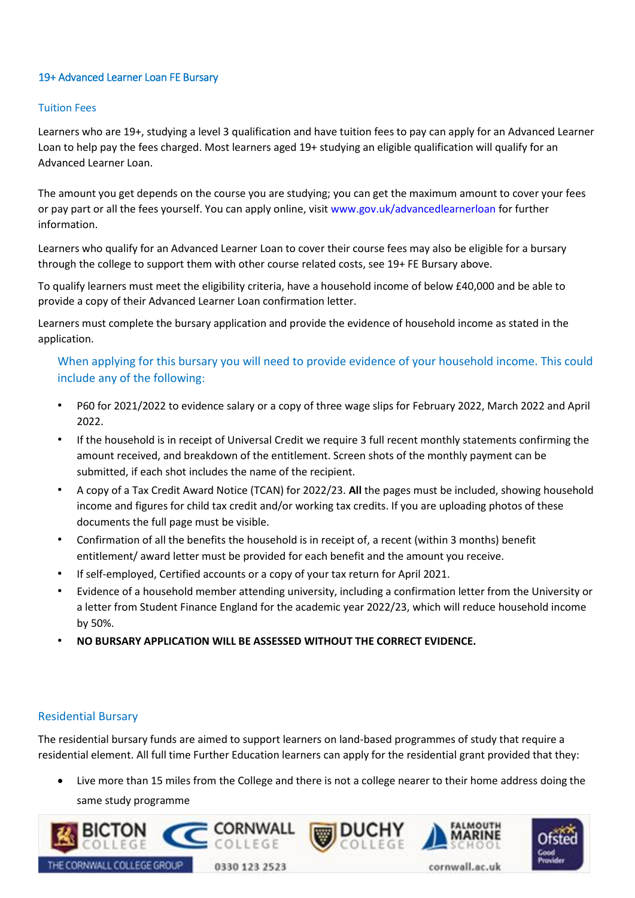## 19+ Advanced Learner Loan FE Bursary

### Tuition Fees

Learners who are 19+, studying a level 3 qualification and have tuition fees to pay can apply for an Advanced Learner Loan to help pay the fees charged. Most learners aged 19+ studying an eligible qualification will qualify for an Advanced Learner Loan.

The amount you get depends on the course you are studying; you can get the maximum amount to cover your fees or pay part or all the fees yourself. You can apply online, visit www.gov.uk/advancedlearnerloan for further information.

Learners who qualify for an Advanced Learner Loan to cover their course fees may also be eligible for a bursary through the college to support them with other course related costs, see 19+ FE Bursary above.

To qualify learners must meet the eligibility criteria, have a household income of below £40,000 and be able to provide a copy of their Advanced Learner Loan confirmation letter.

Learners must complete the bursary application and provide the evidence of household income as stated in the application.

When applying for this bursary you will need to provide evidence of your household income. This could include any of the following:

- P60 for 2021/2022 to evidence salary or a copy of three wage slips for February 2022, March 2022 and April 2022.
- If the household is in receipt of Universal Credit we require 3 full recent monthly statements confirming the amount received, and breakdown of the entitlement. Screen shots of the monthly payment can be submitted, if each shot includes the name of the recipient.
- A copy of a Tax Credit Award Notice (TCAN) for 2022/23. **All** the pages must be included, showing household income and figures for child tax credit and/or working tax credits. If you are uploading photos of these documents the full page must be visible.
- Confirmation of all the benefits the household is in receipt of, a recent (within 3 months) benefit entitlement/ award letter must be provided for each benefit and the amount you receive.
- If self-employed, Certified accounts or a copy of your tax return for April 2021.
- Evidence of a household member attending university, including a confirmation letter from the University or a letter from Student Finance England for the academic year 2022/23, which will reduce household income by 50%.
- **NO BURSARY APPLICATION WILL BE ASSESSED WITHOUT THE CORRECT EVIDENCE.**

### Residential Bursary

The residential bursary funds are aimed to support learners on land-based programmes of study that require a residential element. All full time Further Education learners can apply for the residential grant provided that they:

- Live more than 15 miles from the College and there is not a college nearer to their home address doing the same study programme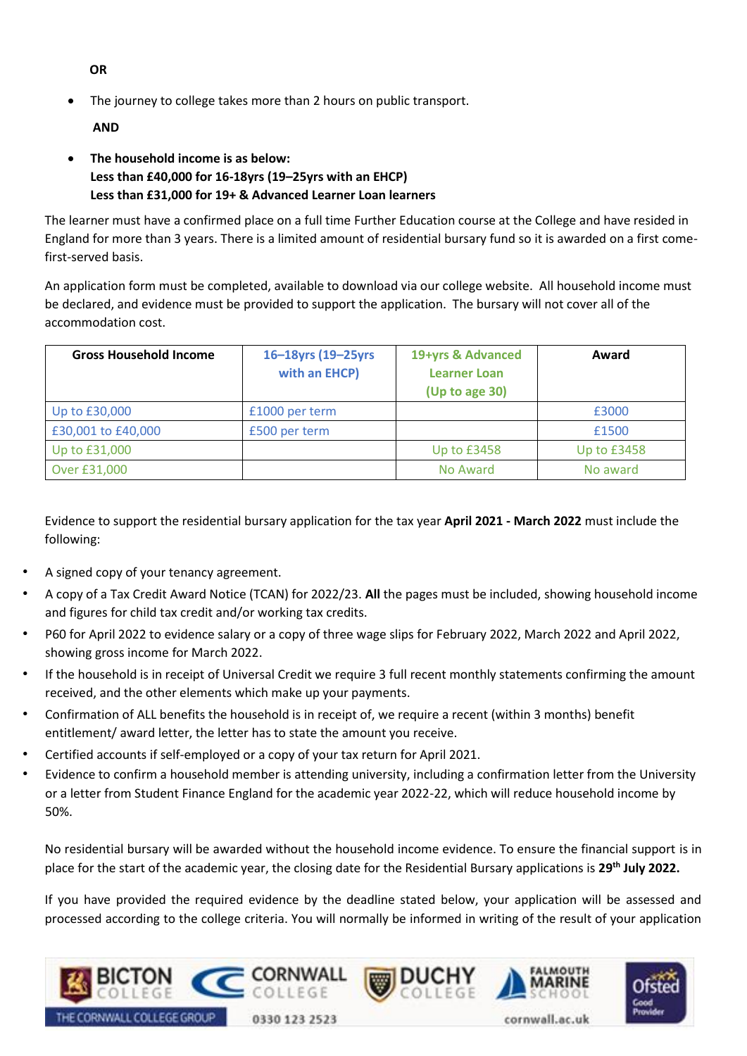**OR**

- The journey to college takes more than 2 hours on public transport.

**AND**

- **The household income is as below:**
  **Less than £40,000 for 16-18yrs (19–25yrs with an EHCP)**
  **Less than £31,000 for 19+ & Advanced Learner Loan learners**

The learner must have a confirmed place on a full time Further Education course at the College and have resided in England for more than 3 years. There is a limited amount of residential bursary fund so it is awarded on a first come-first-served basis.

An application form must be completed, available to download via our college website. All household income must be declared, and evidence must be provided to support the application. The bursary will not cover all of the accommodation cost.

| Gross Household Income | 16–18yrs (19–25yrs with an EHCP) | 19+yrs & Advanced Learner Loan (Up to age 30) | Award |
|---|---|---|---|
| Up to £30,000 | £1000 per term | | £3000 |
| £30,001 to £40,000 | £500 per term | | £1500 |
| Up to £31,000 | | Up to £3458 | Up to £3458 |
| Over £31,000 | | No Award | No award |

Evidence to support the residential bursary application for the tax year **April 2021 - March 2022** must include the following:

- A signed copy of your tenancy agreement.
- A copy of a Tax Credit Award Notice (TCAN) for 2022/23. **All** the pages must be included, showing household income and figures for child tax credit and/or working tax credits.
- P60 for April 2022 to evidence salary or a copy of three wage slips for February 2022, March 2022 and April 2022, showing gross income for March 2022.
- If the household is in receipt of Universal Credit we require 3 full recent monthly statements confirming the amount received, and the other elements which make up your payments.
- Confirmation of ALL benefits the household is in receipt of, we require a recent (within 3 months) benefit entitlement/ award letter, the letter has to state the amount you receive.
- Certified accounts if self-employed or a copy of your tax return for April 2021.
- Evidence to confirm a household member is attending university, including a confirmation letter from the University or a letter from Student Finance England for the academic year 2022-22, which will reduce household income by 50%.

No residential bursary will be awarded without the household income evidence. To ensure the financial support is in place for the start of the academic year, the closing date for the Residential Bursary applications is **29th July 2022.**

If you have provided the required evidence by the deadline stated below, your application will be assessed and processed according to the college criteria. You will normally be informed in writing of the result of your application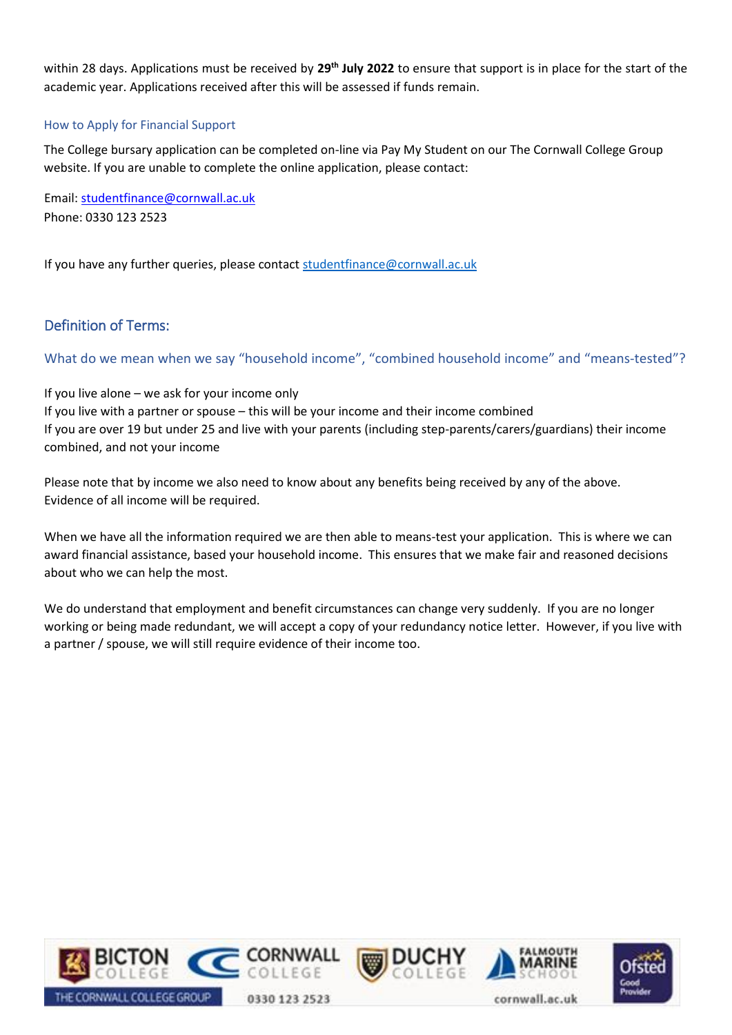within 28 days. Applications must be received by **29th July 2022** to ensure that support is in place for the start of the academic year. Applications received after this will be assessed if funds remain.

### How to Apply for Financial Support

The College bursary application can be completed on-line via Pay My Student on our The Cornwall College Group website. If you are unable to complete the online application, please contact:

Email: studentfinance@cornwall.ac.uk
Phone: 0330 123 2523

If you have any further queries, please contact studentfinance@cornwall.ac.uk

## Definition of Terms:

### What do we mean when we say "household income", "combined household income" and "means-tested"?

If you live alone – we ask for your income only
If you live with a partner or spouse – this will be your income and their income combined
If you are over 19 but under 25 and live with your parents (including step-parents/carers/guardians) their income combined, and not your income

Please note that by income we also need to know about any benefits being received by any of the above.
Evidence of all income will be required.

When we have all the information required we are then able to means-test your application. This is where we can award financial assistance, based your household income. This ensures that we make fair and reasoned decisions about who we can help the most.

We do understand that employment and benefit circumstances can change very suddenly. If you are no longer working or being made redundant, we will accept a copy of your redundancy notice letter. However, if you live with a partner / spouse, we will still require evidence of their income too.